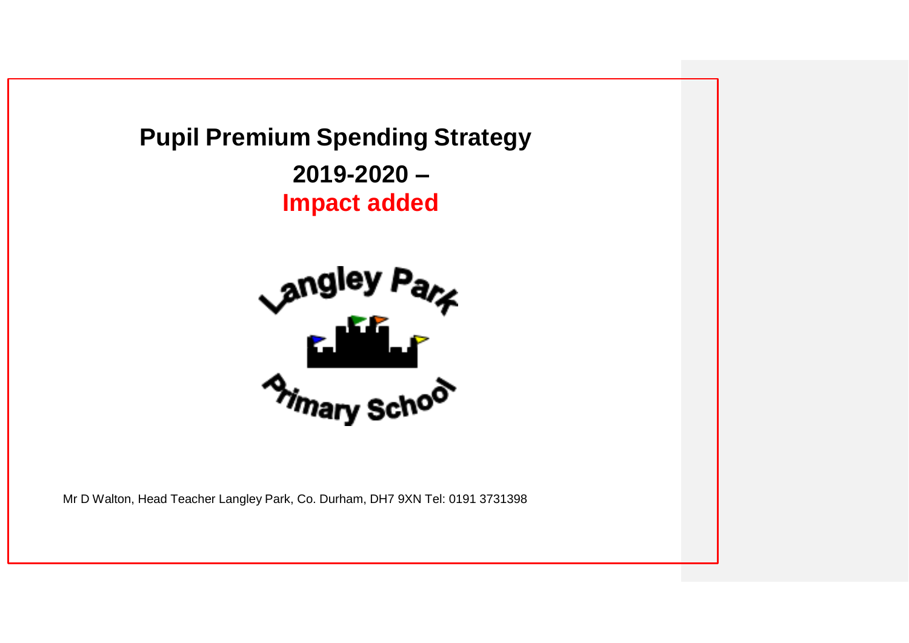# Pupil Premium Spending Strategy

## 2019-2020 –

## Impact added

Langley Park

Primary School

Mr D Walton, Head Teacher Langley Park, Co. Durham, DH7 9XN Tel: 0191 3731398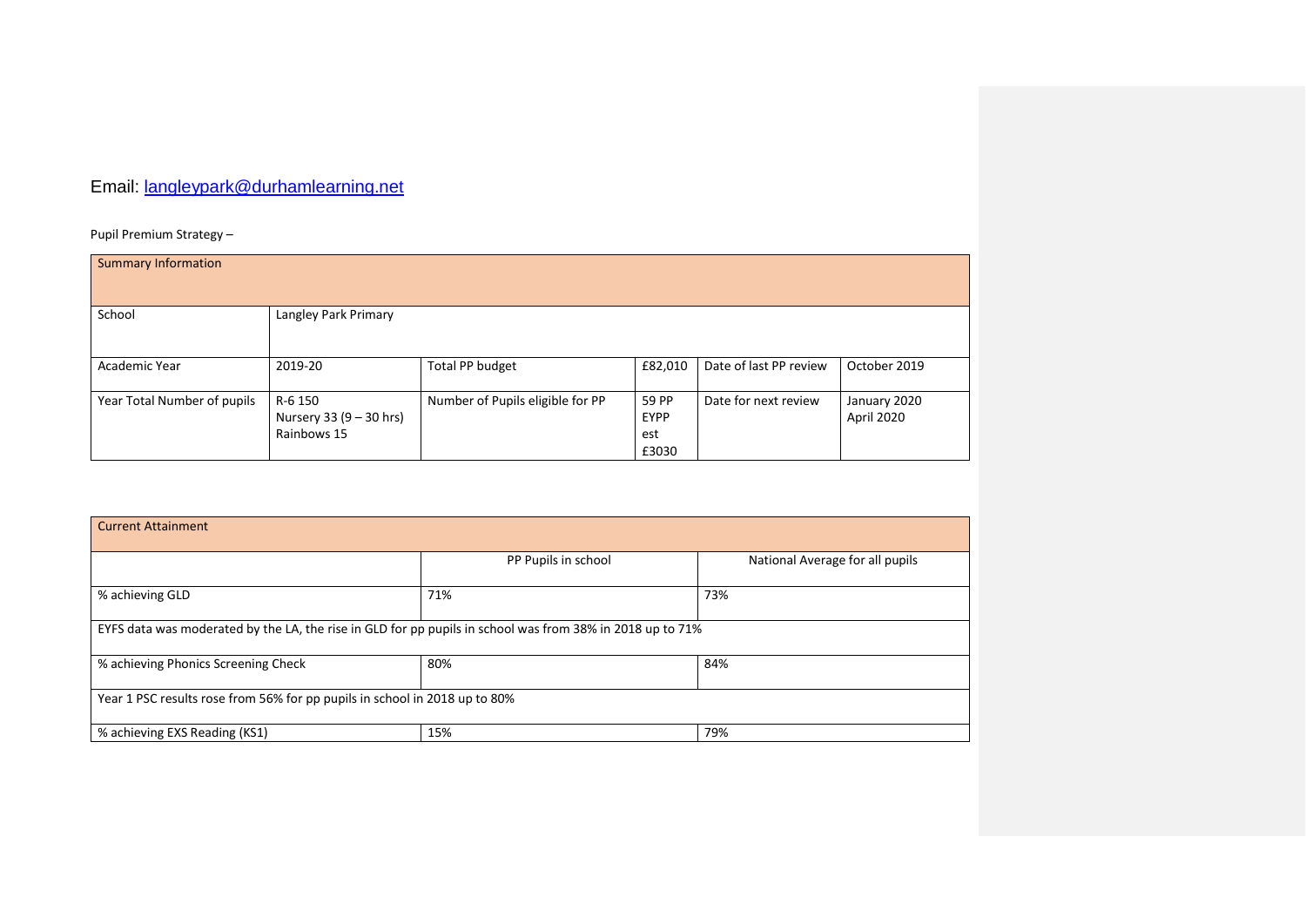Email: [langleypark@durhamlearning.net](mailto:langleypark@durhamlearning.net)

Pupil Premium Strategy –

| Summary Information | | | | | |
|---|---|---|---|---|---|
| School | Langley Park Primary | | | | |
| Academic Year | 2019-20 | Total PP budget | £82,010 | Date of last PP review | October 2019 |
| Year Total Number of pupils | R-6 150<br>Nursery 33 (9 – 30 hrs)<br>Rainbows 15 | Number of Pupils eligible for PP | 59 PP<br>EYPP<br>est<br>£3030 | Date for next review | January 2020<br>April 2020 |

| Current Attainment | | |
|---|---|---|
| | PP Pupils in school | National Average for all pupils |
| % achieving GLD | 71% | 73% |
| EYFS data was moderated by the LA, the rise in GLD for pp pupils in school was from 38% in 2018 up to 71% | | |
| % achieving Phonics Screening Check | 80% | 84% |
| Year 1 PSC results rose from 56% for pp pupils in school in 2018 up to 80% | | |
| % achieving EXS Reading (KS1) | 15% | 79% |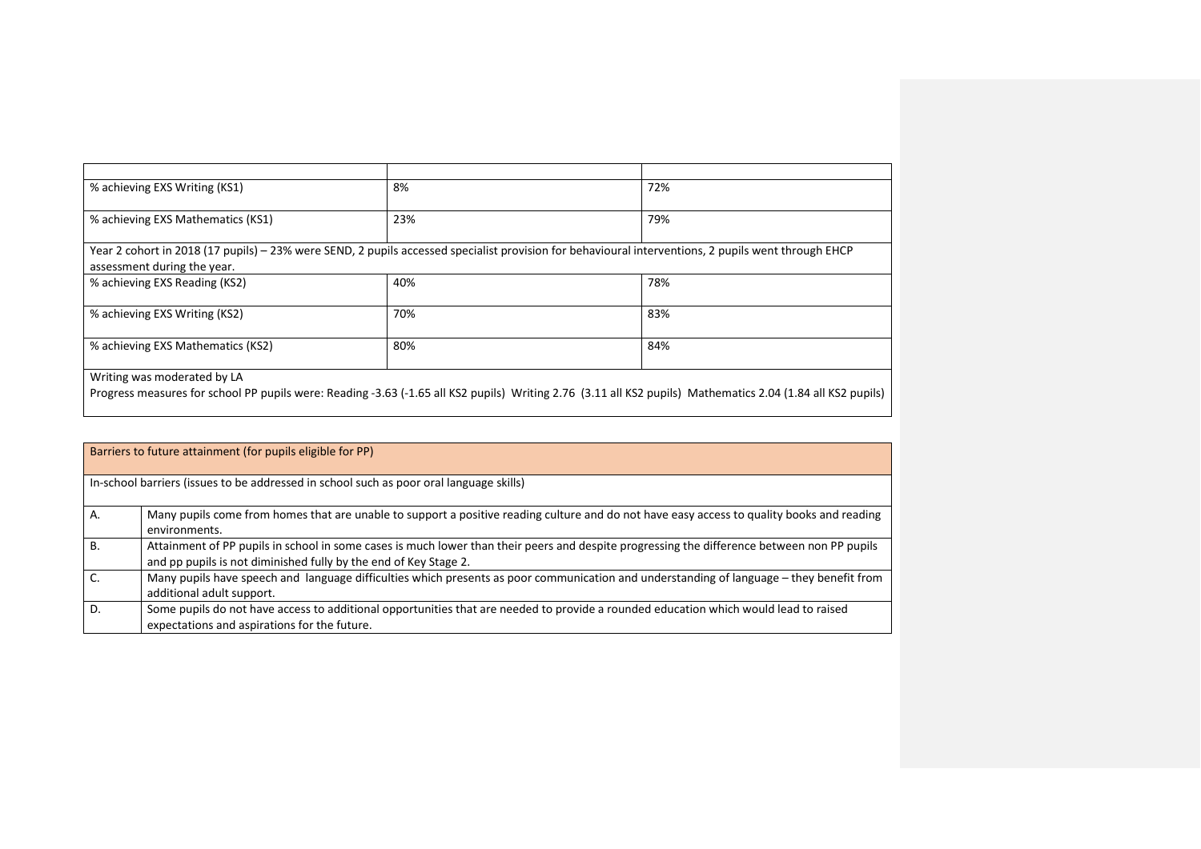| | | |
|---|---|---|
| % achieving EXS Writing (KS1) | 8% | 72% |
| % achieving EXS Mathematics (KS1) | 23% | 79% |
| Year 2 cohort in 2018 (17 pupils) – 23% were SEND, 2 pupils accessed specialist provision for behavioural interventions, 2 pupils went through EHCP assessment during the year. | | |
| % achieving EXS Reading (KS2) | 40% | 78% |
| % achieving EXS Writing (KS2) | 70% | 83% |
| % achieving EXS Mathematics (KS2) | 80% | 84% |
| Writing was moderated by LA<br>Progress measures for school PP pupils were: Reading -3.63 (-1.65 all KS2 pupils) Writing 2.76 (3.11 all KS2 pupils) Mathematics 2.04 (1.84 all KS2 pupils) | | |

| Barriers to future attainment (for pupils eligible for PP) | |
|---|---|
| In-school barriers (issues to be addressed in school such as poor oral language skills) | |
| A. | Many pupils come from homes that are unable to support a positive reading culture and do not have easy access to quality books and reading environments. |
| B. | Attainment of PP pupils in school in some cases is much lower than their peers and despite progressing the difference between non PP pupils and pp pupils is not diminished fully by the end of Key Stage 2. |
| C. | Many pupils have speech and language difficulties which presents as poor communication and understanding of language – they benefit from additional adult support. |
| D. | Some pupils do not have access to additional opportunities that are needed to provide a rounded education which would lead to raised expectations and aspirations for the future. |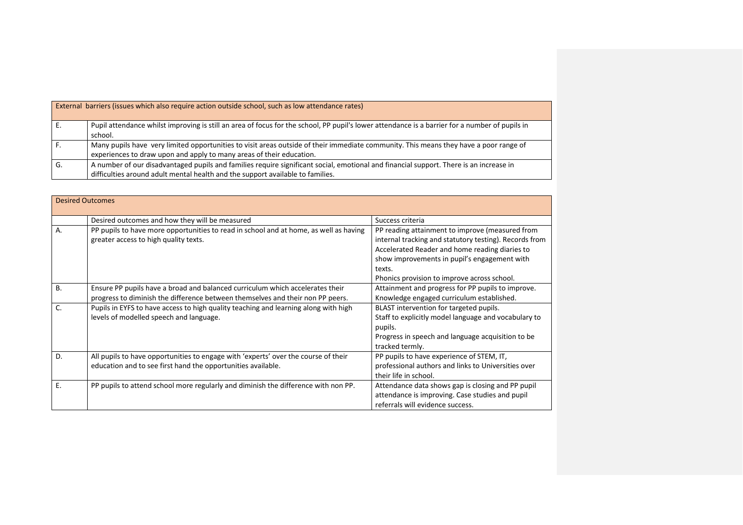| External barriers (issues which also require action outside school, such as low attendance rates) | |
|---|---|
| E. | Pupil attendance whilst improving is still an area of focus for the school, PP pupil's lower attendance is a barrier for a number of pupils in school. |
| F. | Many pupils have very limited opportunities to visit areas outside of their immediate community. This means they have a poor range of experiences to draw upon and apply to many areas of their education. |
| G. | A number of our disadvantaged pupils and families require significant social, emotional and financial support. There is an increase in difficulties around adult mental health and the support available to families. |

| Desired Outcomes | | |
|---|---|---|
| | Desired outcomes and how they will be measured | Success criteria |
| A. | PP pupils to have more opportunities to read in school and at home, as well as having greater access to high quality texts. | PP reading attainment to improve (measured from internal tracking and statutory testing). Records from Accelerated Reader and home reading diaries to show improvements in pupil's engagement with texts.<br>Phonics provision to improve across school. |
| B. | Ensure PP pupils have a broad and balanced curriculum which accelerates their progress to diminish the difference between themselves and their non PP peers. | Attainment and progress for PP pupils to improve. Knowledge engaged curriculum established. |
| C. | Pupils in EYFS to have access to high quality teaching and learning along with high levels of modelled speech and language. | BLAST intervention for targeted pupils.<br>Staff to explicitly model language and vocabulary to pupils.<br>Progress in speech and language acquisition to be tracked termly. |
| D. | All pupils to have opportunities to engage with 'experts' over the course of their education and to see first hand the opportunities available. | PP pupils to have experience of STEM, IT, professional authors and links to Universities over their life in school. |
| E. | PP pupils to attend school more regularly and diminish the difference with non PP. | Attendance data shows gap is closing and PP pupil attendance is improving. Case studies and pupil referrals will evidence success. |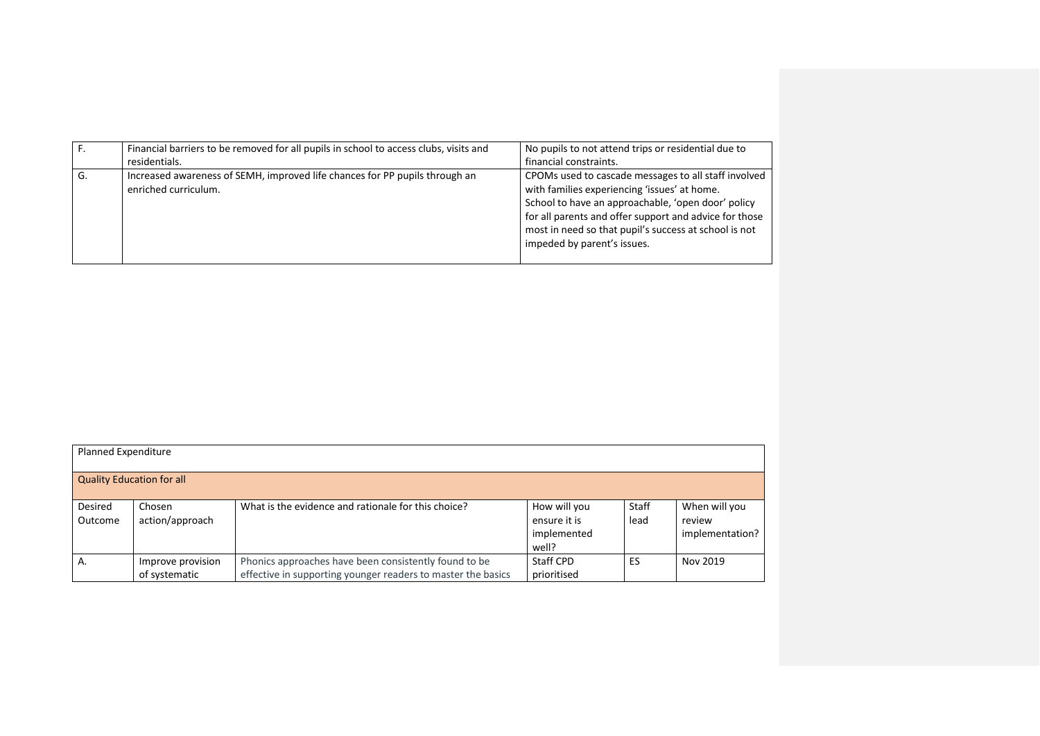| | | |
|---|---|---|
| F. | Financial barriers to be removed for all pupils in school to access clubs, visits and residentials. | No pupils to not attend trips or residential due to financial constraints. |
| G. | Increased awareness of SEMH, improved life chances for PP pupils through an enriched curriculum. | CPOMs used to cascade messages to all staff involved with families experiencing 'issues' at home.<br>School to have an approachable, 'open door' policy for all parents and offer support and advice for those most in need so that pupil's success at school is not impeded by parent's issues. |

| Planned Expenditure | | | | | |
|---|---|---|---|---|---|
| **Quality Education for all** | | | | | |
| Desired Outcome | Chosen action/approach | What is the evidence and rationale for this choice? | How will you ensure it is implemented well? | Staff lead | When will you review implementation? |
| A. | Improve provision of systematic | Phonics approaches have been consistently found to be effective in supporting younger readers to master the basics | Staff CPD prioritised | ES | Nov 2019 |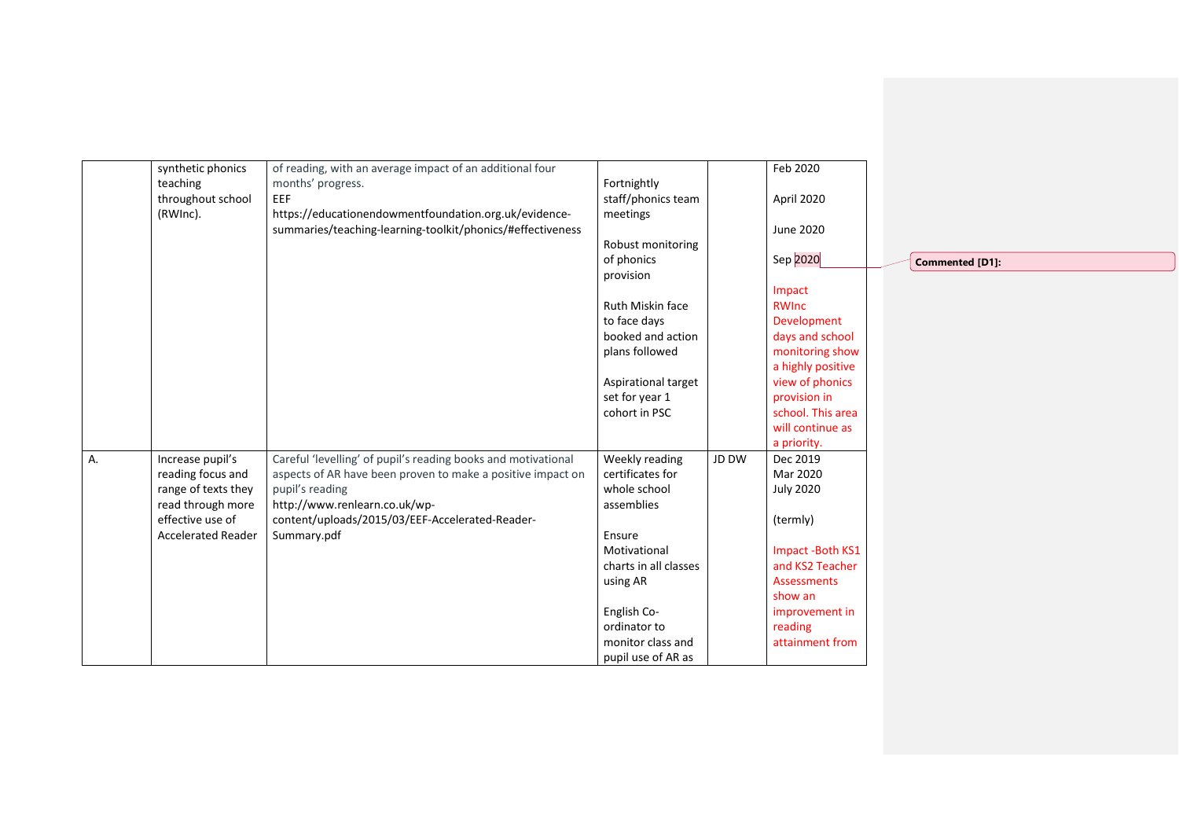| | | | | | |
|---|---|---|---|---|---|
| | synthetic phonics teaching throughout school (RWInc). | of reading, with an average impact of an additional four months' progress. EEF https://educationendowmentfoundation.org.uk/evidence-summaries/teaching-learning-toolkit/phonics/#effectiveness | Fortnightly staff/phonics team meetings<br><br>Robust monitoring of phonics provision<br><br>Ruth Miskin face to face days booked and action plans followed<br><br>Aspirational target set for year 1 cohort in PSC | | Feb 2020<br><br>April 2020<br><br>June 2020<br><br>Sep 2020<br><br>Impact RWInc Development days and school monitoring show a highly positive view of phonics provision in school. This area will continue as a priority. |
| A. | Increase pupil's reading focus and range of texts they read through more effective use of Accelerated Reader | Careful 'levelling' of pupil's reading books and motivational aspects of AR have been proven to make a positive impact on pupil's reading http://www.renlearn.co.uk/wp-content/uploads/2015/03/EEF-Accelerated-Reader-Summary.pdf | Weekly reading certificates for whole school assemblies<br><br>Ensure Motivational charts in all classes using AR<br><br>English Co-ordinator to monitor class and pupil use of AR as | JD DW | Dec 2019<br>Mar 2020<br>July 2020<br><br>(termly)<br><br>Impact -Both KS1 and KS2 Teacher Assessments show an improvement in reading attainment from |

Commented [D1]: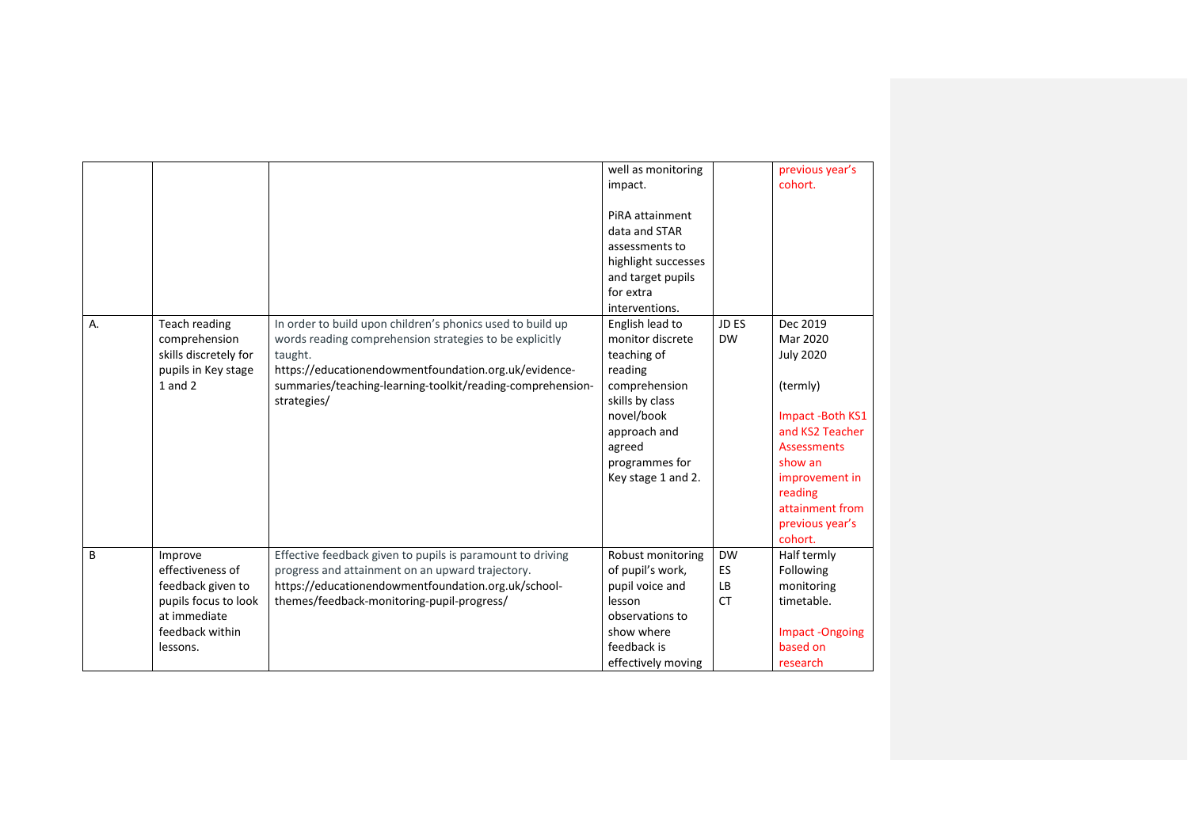|  |  |  | well as monitoring impact.<br><br>PiRA attainment data and STAR assessments to highlight successes and target pupils for extra interventions. |  | previous year's cohort. |
|---|---|---|---|---|---|
| A. | Teach reading comprehension skills discretely for pupils in Key stage 1 and 2 | In order to build upon children's phonics used to build up words reading comprehension strategies to be explicitly taught.<br>https://educationendowmentfoundation.org.uk/evidence-summaries/teaching-learning-toolkit/reading-comprehension-strategies/ | English lead to monitor discrete teaching of reading comprehension skills by class novel/book approach and agreed programmes for Key stage 1 and 2. | JD ES DW | Dec 2019<br>Mar 2020<br>July 2020<br><br>(termly)<br><br>Impact -Both KS1 and KS2 Teacher Assessments show an improvement in reading attainment from previous year's cohort. |
| B | Improve effectiveness of feedback given to pupils focus to look at immediate feedback within lessons. | Effective feedback given to pupils is paramount to driving progress and attainment on an upward trajectory.<br>https://educationendowmentfoundation.org.uk/school-themes/feedback-monitoring-pupil-progress/ | Robust monitoring of pupil's work, pupil voice and lesson observations to show where feedback is effectively moving | DW<br>ES<br>LB<br>CT | Half termly Following monitoring timetable.<br><br>Impact -Ongoing based on research |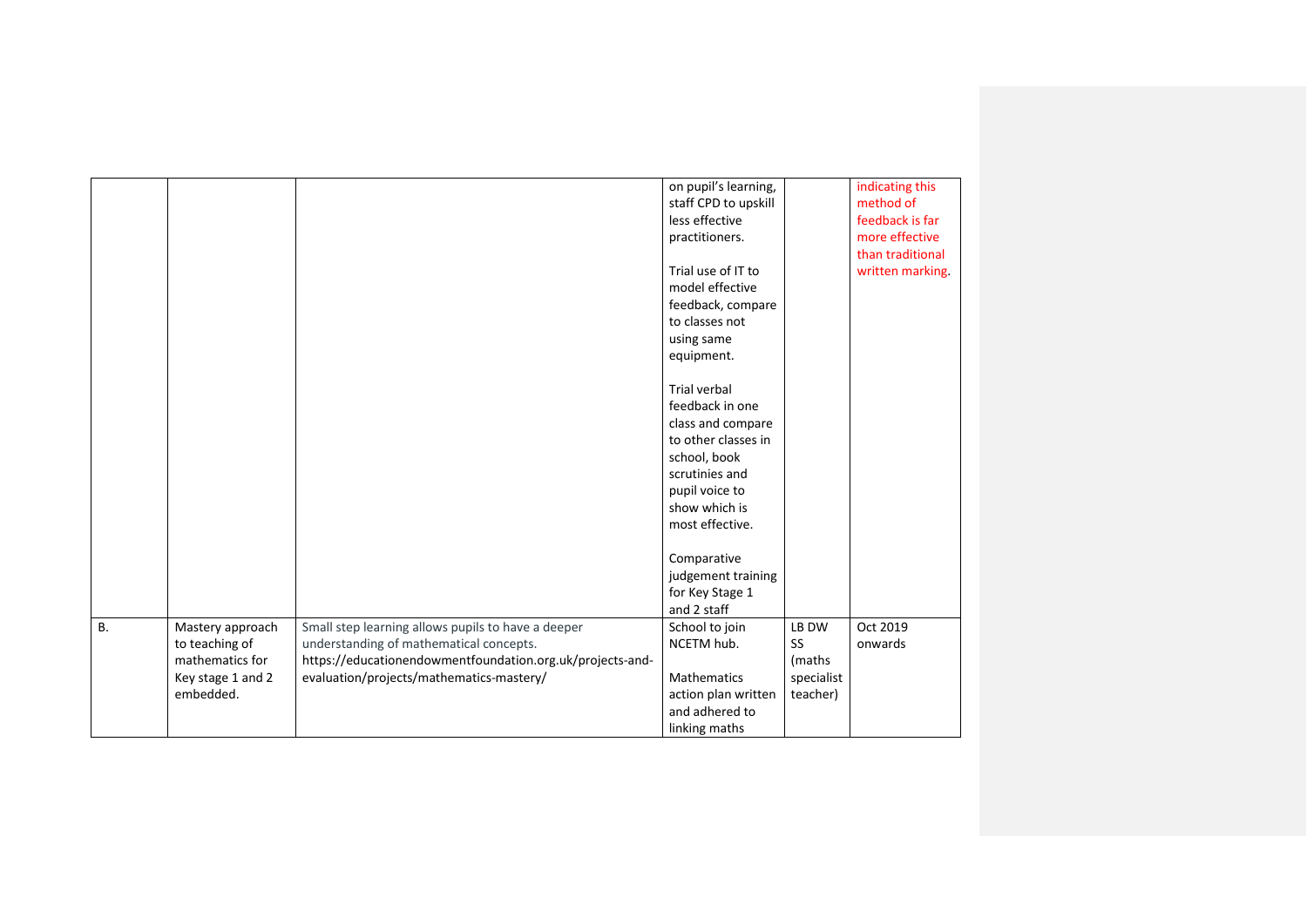| | | | | | |
|---|---|---|---|---|---|
| | | | on pupil's learning, staff CPD to upskill less effective practitioners.<br><br>Trial use of IT to model effective feedback, compare to classes not using same equipment.<br><br>Trial verbal feedback in one class and compare to other classes in school, book scrutinies and pupil voice to show which is most effective.<br><br>Comparative judgement training for Key Stage 1 and 2 staff | | indicating this method of feedback is far more effective than traditional written marking. |
| B. | Mastery approach to teaching of mathematics for Key stage 1 and 2 embedded. | Small step learning allows pupils to have a deeper understanding of mathematical concepts. https://educationendowmentfoundation.org.uk/projects-and-evaluation/projects/mathematics-mastery/ | School to join NCETM hub.<br><br>Mathematics action plan written and adhered to linking maths | LB DW SS (maths specialist teacher) | Oct 2019 onwards |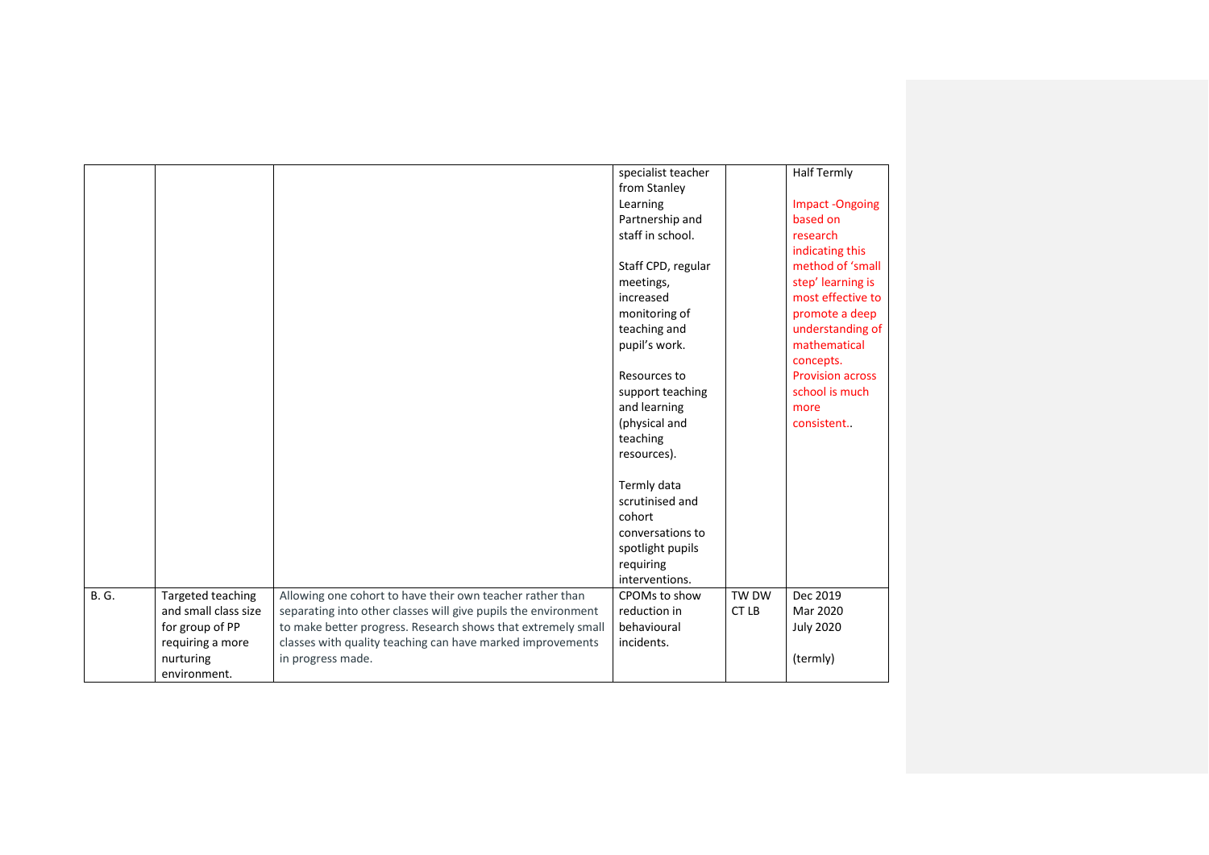| | | | | | |
|---|---|---|---|---|---|
| | | | specialist teacher from Stanley Learning Partnership and staff in school.<br><br>Staff CPD, regular meetings, increased monitoring of teaching and pupil's work.<br><br>Resources to support teaching and learning (physical and teaching resources).<br><br>Termly data scrutinised and cohort conversations to spotlight pupils requiring interventions. | | Half Termly<br><br>Impact -Ongoing based on research indicating this method of 'small step' learning is most effective to promote a deep understanding of mathematical concepts. Provision across school is much more consistent.. |
| B. G. | Targeted teaching and small class size for group of PP requiring a more nurturing environment. | Allowing one cohort to have their own teacher rather than separating into other classes will give pupils the environment to make better progress. Research shows that extremely small classes with quality teaching can have marked improvements in progress made. | CPOMs to show reduction in behavioural incidents. | TW DW CT LB | Dec 2019<br>Mar 2020<br>July 2020<br><br>(termly) |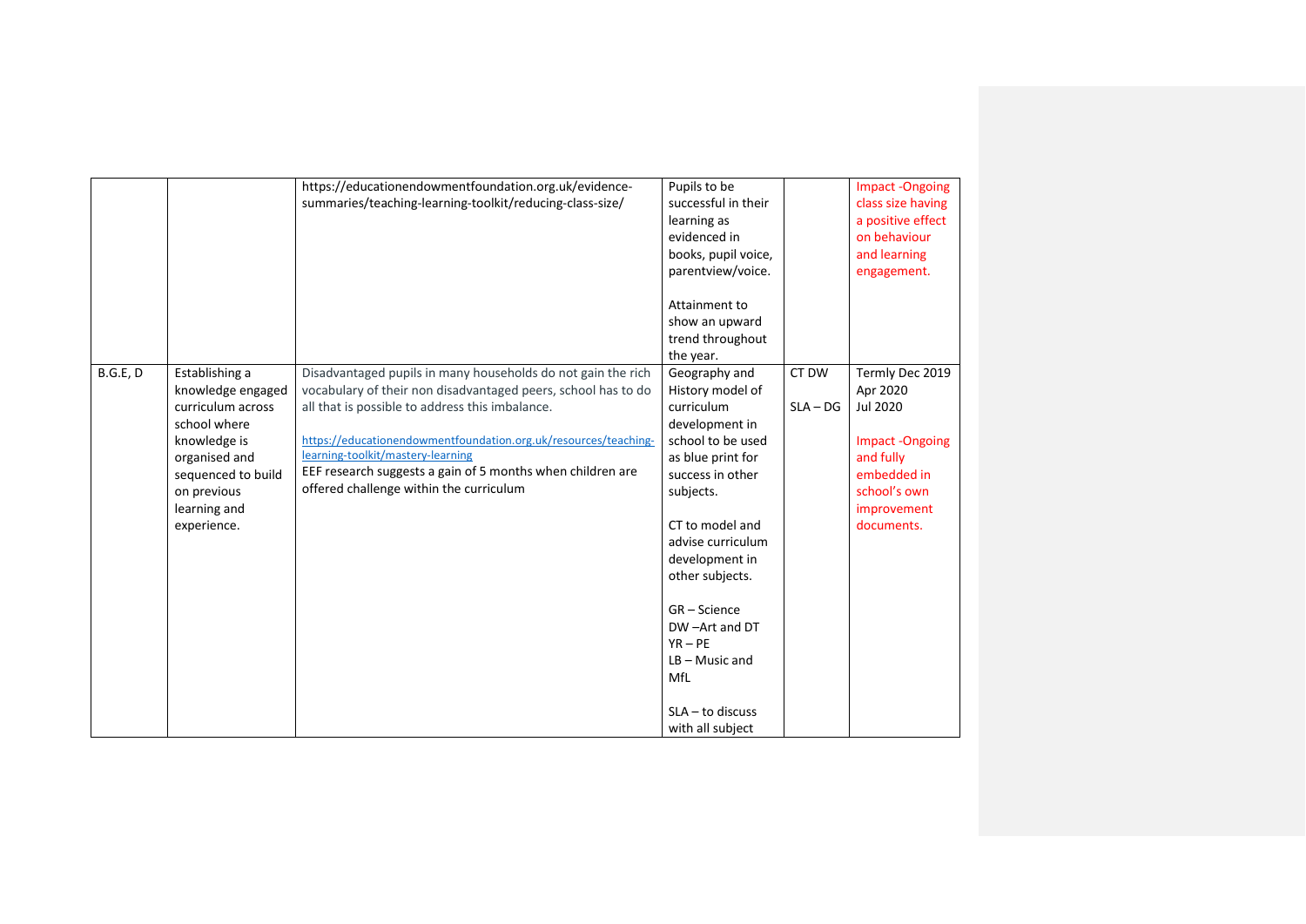|  |  |  |  |  |  |
|---|---|---|---|---|---|
|  |  | https://educationendowmentfoundation.org.uk/evidence-summaries/teaching-learning-toolkit/reducing-class-size/ | Pupils to be successful in their learning as evidenced in books, pupil voice, parentview/voice.<br><br>Attainment to show an upward trend throughout the year. |  | Impact -Ongoing class size having a positive effect on behaviour and learning engagement. |
| B.G.E, D | Establishing a knowledge engaged curriculum across school where knowledge is organised and sequenced to build on previous learning and experience. | Disadvantaged pupils in many households do not gain the rich vocabulary of their non disadvantaged peers, school has to do all that is possible to address this imbalance.<br><br>https://educationendowmentfoundation.org.uk/resources/teaching-learning-toolkit/mastery-learning<br>EEF research suggests a gain of 5 months when children are offered challenge within the curriculum | Geography and History model of curriculum development in school to be used as blue print for success in other subjects.<br><br>CT to model and advise curriculum development in other subjects.<br><br>GR – Science<br>DW –Art and DT<br>YR – PE<br>LB – Music and MfL<br><br>SLA – to discuss with all subject | CT DW<br><br>SLA – DG | Termly Dec 2019<br>Apr 2020<br>Jul 2020<br><br>Impact -Ongoing and fully embedded in school's own improvement documents. |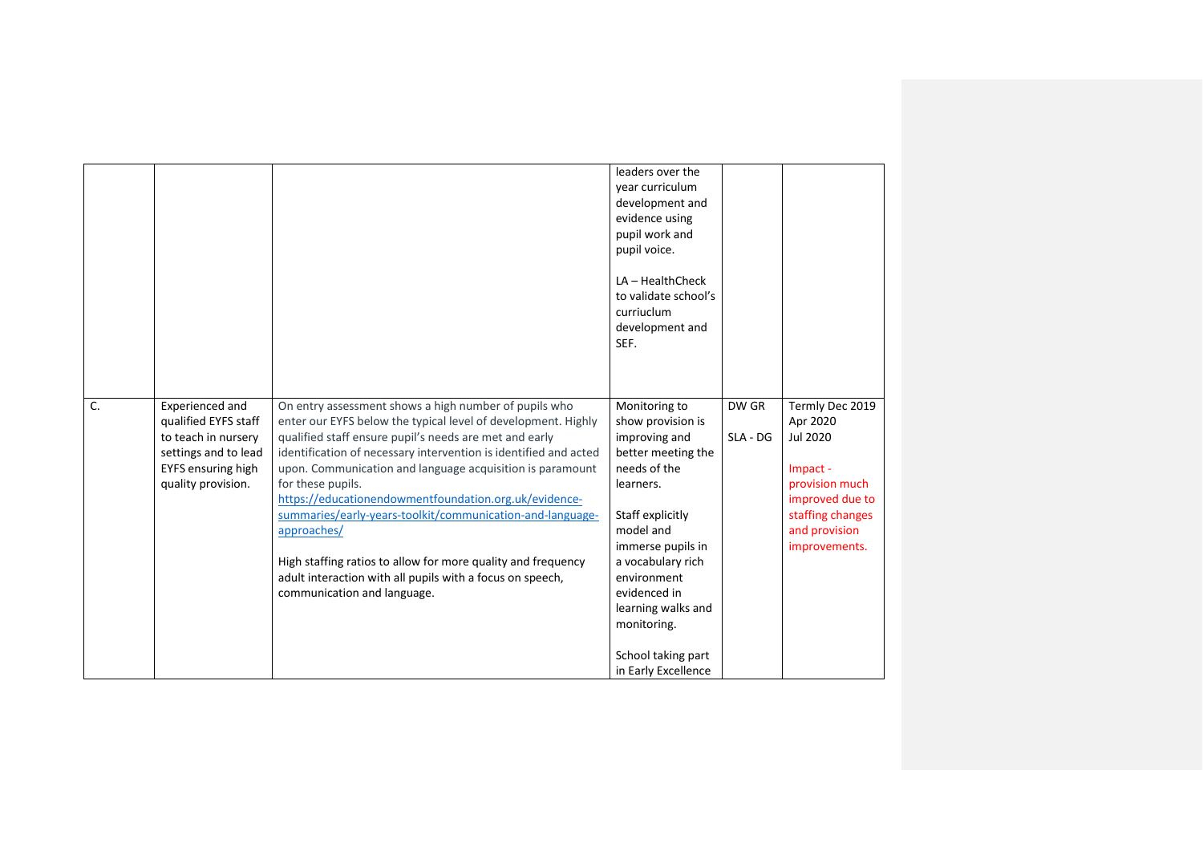| | | | | | |
|---|---|---|---|---|---|
| | | | leaders over the year curriculum development and evidence using pupil work and pupil voice.<br><br>LA – HealthCheck to validate school's curriuclum development and SEF. | | |
| C. | Experienced and qualified EYFS staff to teach in nursery settings and to lead EYFS ensuring high quality provision. | On entry assessment shows a high number of pupils who enter our EYFS below the typical level of development. Highly qualified staff ensure pupil's needs are met and early identification of necessary intervention is identified and acted upon. Communication and language acquisition is paramount for these pupils.<br>https://educationendowmentfoundation.org.uk/evidence-summaries/early-years-toolkit/communication-and-language-approaches/<br><br>High staffing ratios to allow for more quality and frequency adult interaction with all pupils with a focus on speech, communication and language. | Monitoring to show provision is improving and better meeting the needs of the learners.<br><br>Staff explicitly model and immerse pupils in a vocabulary rich environment evidenced in learning walks and monitoring.<br><br>School taking part in Early Excellence | DW GR<br><br>SLA - DG | Termly Dec 2019 Apr 2020 Jul 2020<br><br>Impact - provision much improved due to staffing changes and provision improvements. |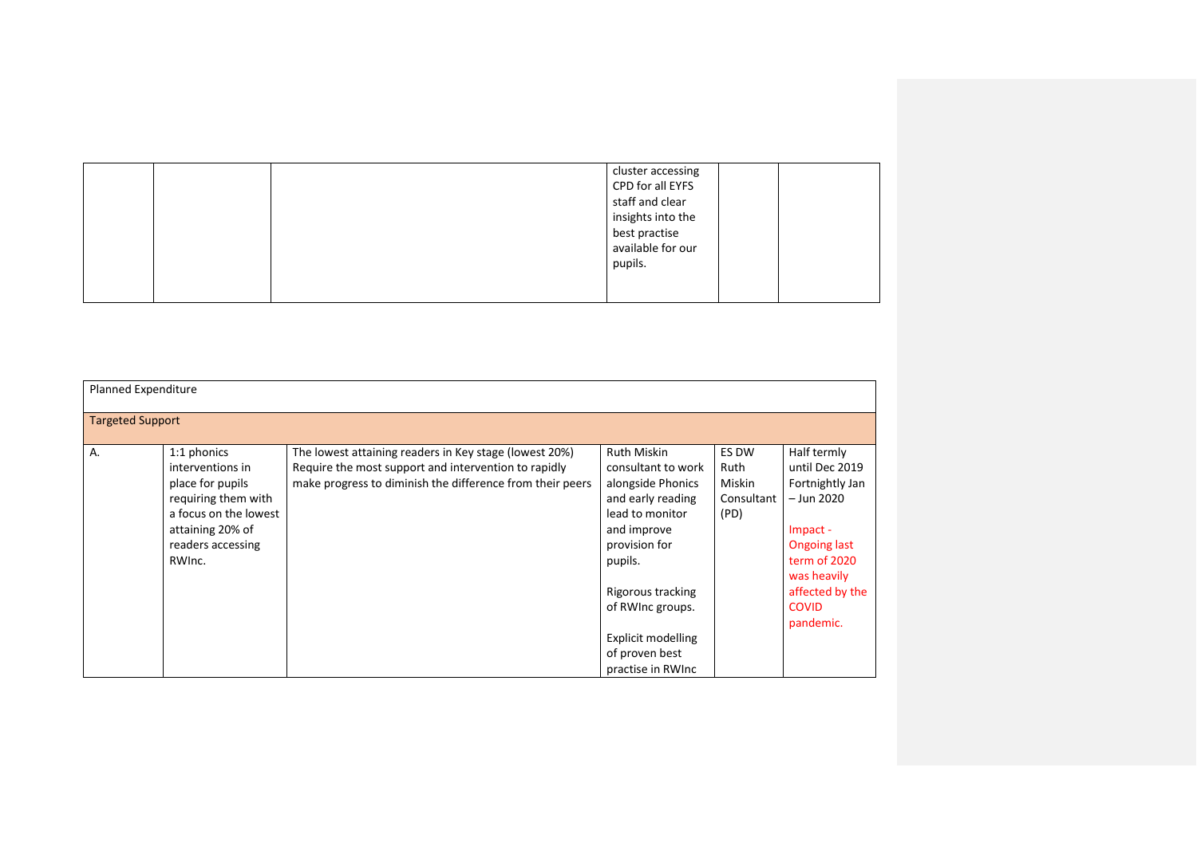| | | | cluster accessing CPD for all EYFS staff and clear insights into the best practise available for our pupils. | | |
|---|---|---|---|---|---|

| Planned Expenditure | | | | | |
|---|---|---|---|---|---|
| Targeted Support | | | | | |
| A. | 1:1 phonics interventions in place for pupils requiring them with a focus on the lowest attaining 20% of readers accessing RWInc. | The lowest attaining readers in Key stage (lowest 20%) Require the most support and intervention to rapidly make progress to diminish the difference from their peers | Ruth Miskin consultant to work alongside Phonics and early reading lead to monitor and improve provision for pupils.<br><br>Rigorous tracking of RWInc groups.<br><br>Explicit modelling of proven best practise in RWInc | ES DW Ruth Miskin Consultant (PD) | Half termly until Dec 2019 Fortnightly Jan – Jun 2020<br><br>Impact - Ongoing last term of 2020 was heavily affected by the COVID pandemic. |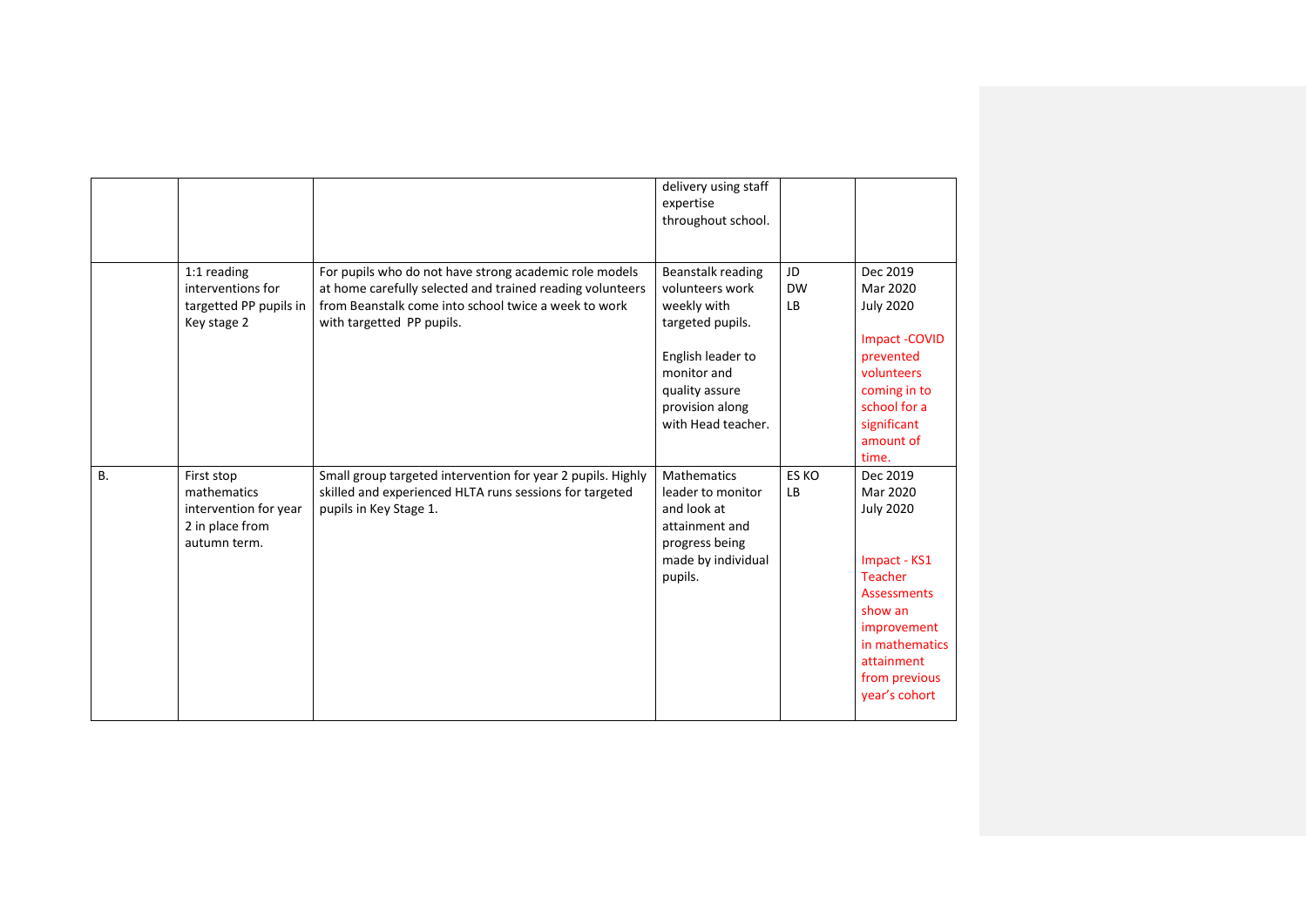| | | | | | |
|---|---|---|---|---|---|
| | | | delivery using staff expertise throughout school. | | |
| | 1:1 reading interventions for targetted PP pupils in Key stage 2 | For pupils who do not have strong academic role models at home carefully selected and trained reading volunteers from Beanstalk come into school twice a week to work with targetted PP pupils. | Beanstalk reading volunteers work weekly with targeted pupils.<br><br>English leader to monitor and quality assure provision along with Head teacher. | JD<br>DW<br>LB | Dec 2019<br>Mar 2020<br>July 2020<br><br>Impact -COVID prevented volunteers coming in to school for a significant amount of time. |
| B. | First stop mathematics intervention for year 2 in place from autumn term. | Small group targeted intervention for year 2 pupils. Highly skilled and experienced HLTA runs sessions for targeted pupils in Key Stage 1. | Mathematics leader to monitor and look at attainment and progress being made by individual pupils. | ES KO<br>LB | Dec 2019<br>Mar 2020<br>July 2020<br><br>Impact - KS1 Teacher Assessments show an improvement in mathematics attainment from previous year's cohort |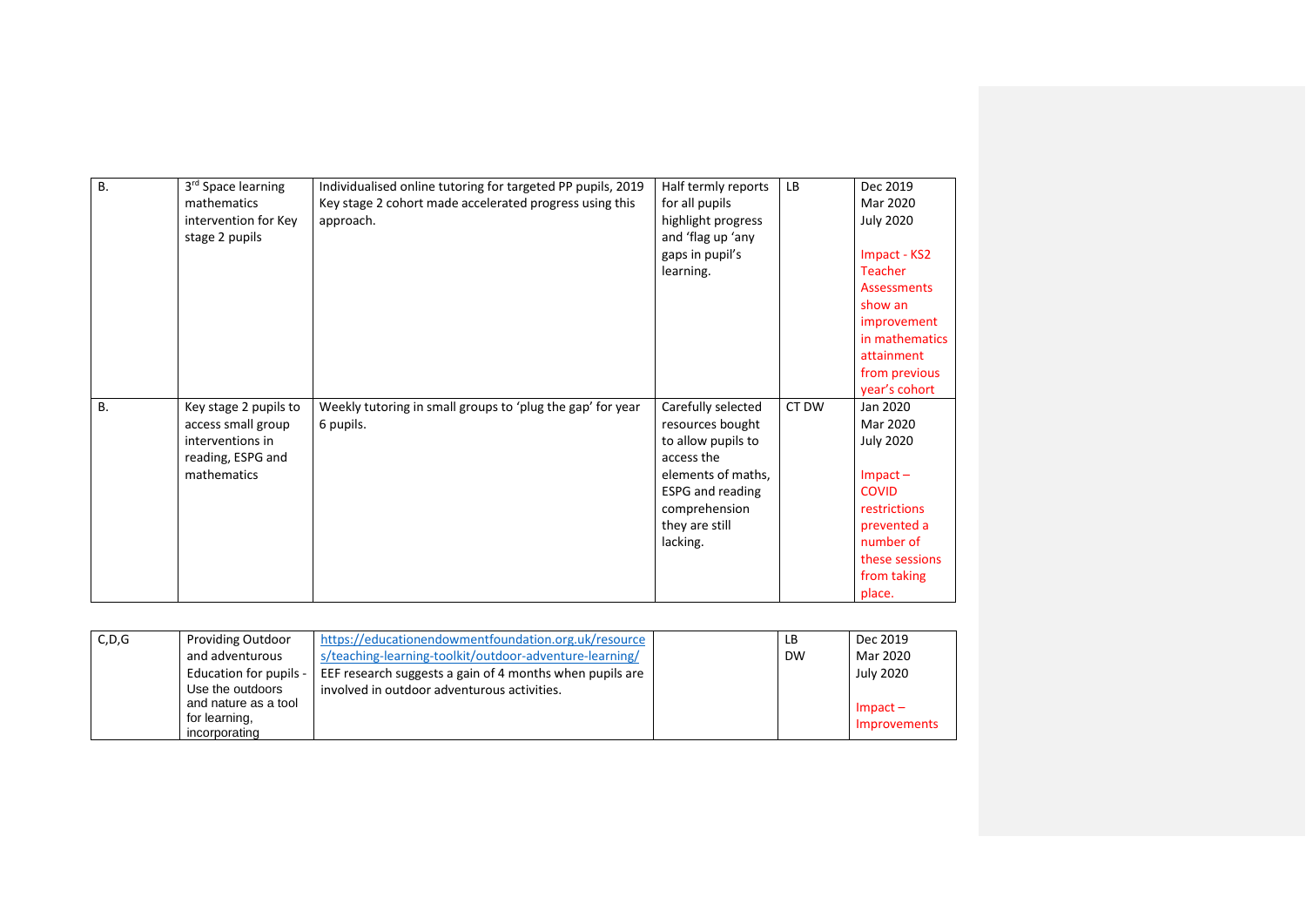| B. | 3rd Space learning mathematics intervention for Key stage 2 pupils | Individualised online tutoring for targeted PP pupils, 2019 Key stage 2 cohort made accelerated progress using this approach. | Half termly reports for all pupils highlight progress and 'flag up 'any gaps in pupil's learning. | LB | Dec 2019<br>Mar 2020<br>July 2020<br><br>Impact - KS2 Teacher Assessments show an improvement in mathematics attainment from previous year's cohort |
|---|---|---|---|---|---|
| B. | Key stage 2 pupils to access small group interventions in reading, ESPG and mathematics | Weekly tutoring in small groups to 'plug the gap' for year 6 pupils. | Carefully selected resources bought to allow pupils to access the elements of maths, ESPG and reading comprehension they are still lacking. | CT DW | Jan 2020<br>Mar 2020<br>July 2020<br><br>Impact – COVID restrictions prevented a number of these sessions from taking place. |

| C,D,G | Providing Outdoor and adventurous Education for pupils - Use the outdoors and nature as a tool for learning, incorporating | https://educationendowmentfoundation.org.uk/resources/teaching-learning-toolkit/outdoor-adventure-learning/<br>EEF research suggests a gain of 4 months when pupils are involved in outdoor adventurous activities. | | LB<br>DW | Dec 2019<br>Mar 2020<br>July 2020<br><br>Impact – Improvements |
|---|---|---|---|---|---|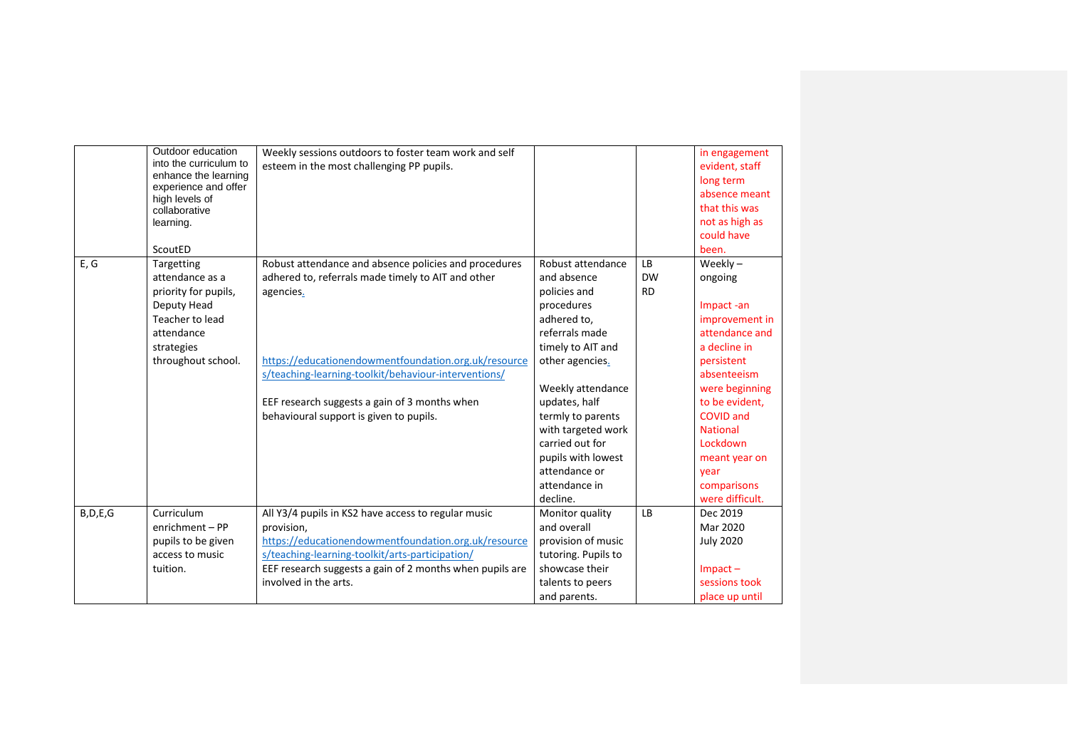| | | | | | |
|---|---|---|---|---|---|
| | Outdoor education into the curriculum to enhance the learning experience and offer high levels of collaborative learning.<br><br>ScoutED | Weekly sessions outdoors to foster team work and self esteem in the most challenging PP pupils. | | | in engagement evident, staff long term absence meant that this was not as high as could have been. |
| E, G | Targetting attendance as a priority for pupils, Deputy Head Teacher to lead attendance strategies throughout school. | Robust attendance and absence policies and procedures adhered to, referrals made timely to AIT and other agencies.<br><br>https://educationendowmentfoundation.org.uk/resources/teaching-learning-toolkit/behaviour-interventions/<br><br>EEF research suggests a gain of 3 months when behavioural support is given to pupils. | Robust attendance and absence policies and procedures adhered to, referrals made timely to AIT and other agencies.<br><br>Weekly attendance updates, half termly to parents with targeted work carried out for pupils with lowest attendance or attendance in decline. | LB<br>DW<br>RD | Weekly – ongoing<br><br>Impact -an improvement in attendance and a decline in persistent absenteeism were beginning to be evident, COVID and National Lockdown meant year on year comparisons were difficult. |
| B,D,E,G | Curriculum enrichment – PP pupils to be given access to music tuition. | All Y3/4 pupils in KS2 have access to regular music provision,<br>https://educationendowmentfoundation.org.uk/resources/teaching-learning-toolkit/arts-participation/<br>EEF research suggests a gain of 2 months when pupils are involved in the arts. | Monitor quality and overall provision of music tutoring. Pupils to showcase their talents to peers and parents. | LB | Dec 2019<br>Mar 2020<br>July 2020<br><br>Impact – sessions took place up until |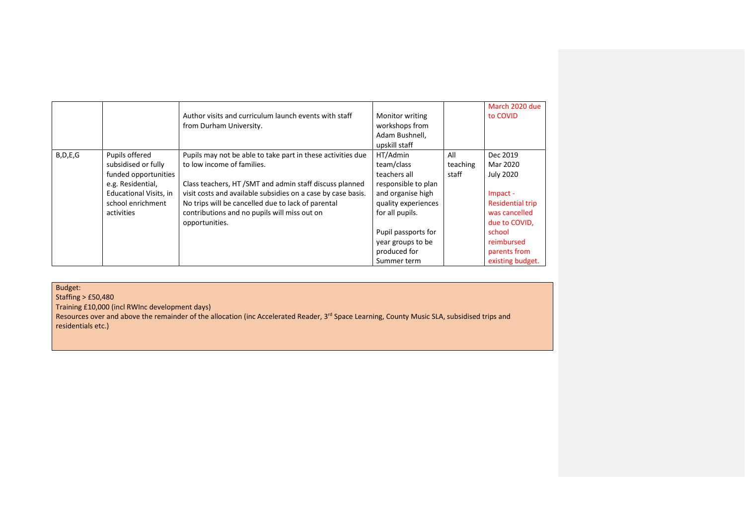| | | | | | |
|---|---|---|---|---|---|
| | | Author visits and curriculum launch events with staff from Durham University. | Monitor writing workshops from Adam Bushnell, upskill staff | | March 2020 due to COVID |
| B,D,E,G | Pupils offered subsidised or fully funded opportunities e.g. Residential, Educational Visits, in school enrichment activities | Pupils may not be able to take part in these activities due to low income of families.<br><br>Class teachers, HT /SMT and admin staff discuss planned visit costs and available subsidies on a case by case basis. No trips will be cancelled due to lack of parental contributions and no pupils will miss out on opportunities. | HT/Admin team/class teachers all responsible to plan and organise high quality experiences for all pupils.<br><br>Pupil passports for year groups to be produced for Summer term | All teaching staff | Dec 2019<br>Mar 2020<br>July 2020<br><br>Impact - Residential trip was cancelled due to COVID, school reimbursed parents from existing budget. |

Budget:
Staffing > £50,480
Training £10,000 (incl RWInc development days)
Resources over and above the remainder of the allocation (inc Accelerated Reader, 3rd Space Learning, County Music SLA, subsidised trips and residentials etc.)